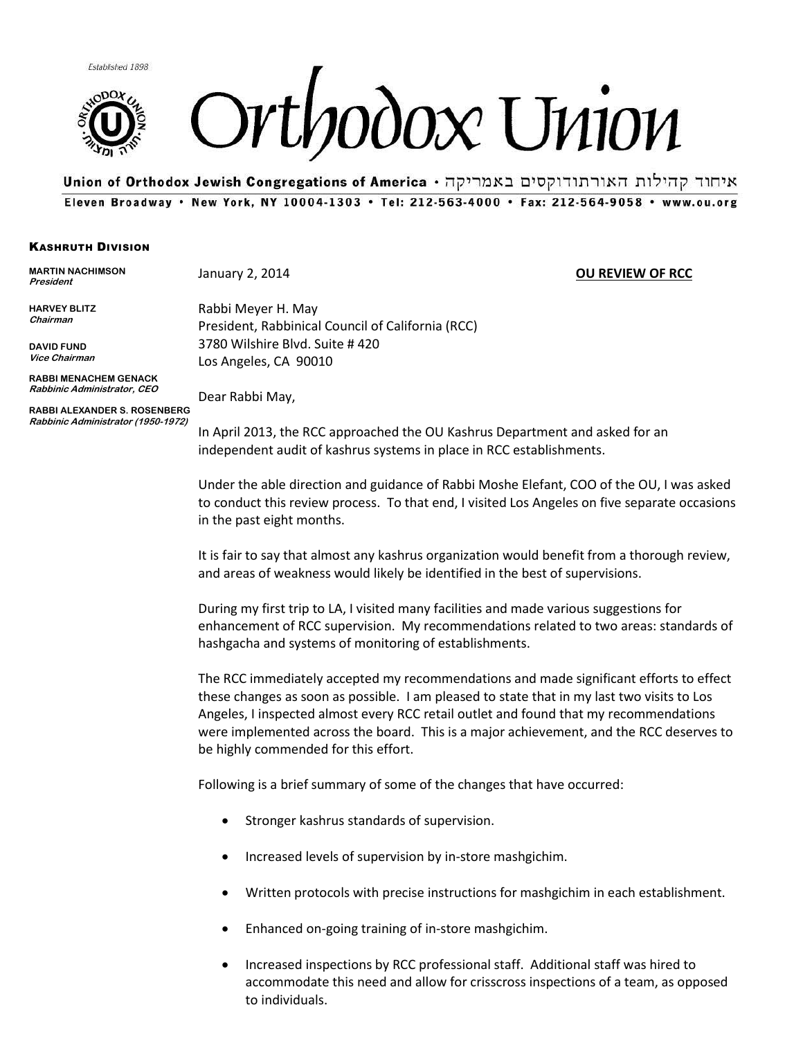Established 1898

# Orthodox Union

**Union of Orthodox Jewish Congregations of America** • איחוד קהילות האורתודוקסים באמריקה

Eleven Broadway • New York, NY 10004-1303 • Tel: 212-563-4000 • Fax: 212-564-9058 • www.ou.org

**KASHRUTH DIVISION**

**MARTIN NACHIMSON**
*President*

**HARVEY BLITZ**
*Chairman*

**DAVID FUND**
*Vice Chairman*

**RABBI MENACHEM GENACK**
*Rabbinic Administrator, CEO*

**RABBI ALEXANDER S. ROSENBERG**
*Rabbinic Administrator (1950-1972)*

January 2, 2014

**OU REVIEW OF RCC**

Rabbi Meyer H. May
President, Rabbinical Council of California (RCC)
3780 Wilshire Blvd. Suite # 420
Los Angeles, CA 90010

Dear Rabbi May,

In April 2013, the RCC approached the OU Kashrus Department and asked for an independent audit of kashrus systems in place in RCC establishments.

Under the able direction and guidance of Rabbi Moshe Elefant, COO of the OU, I was asked to conduct this review process. To that end, I visited Los Angeles on five separate occasions in the past eight months.

It is fair to say that almost any kashrus organization would benefit from a thorough review, and areas of weakness would likely be identified in the best of supervisions.

During my first trip to LA, I visited many facilities and made various suggestions for enhancement of RCC supervision. My recommendations related to two areas: standards of hashgacha and systems of monitoring of establishments.

The RCC immediately accepted my recommendations and made significant efforts to effect these changes as soon as possible. I am pleased to state that in my last two visits to Los Angeles, I inspected almost every RCC retail outlet and found that my recommendations were implemented across the board. This is a major achievement, and the RCC deserves to be highly commended for this effort.

Following is a brief summary of some of the changes that have occurred:

- Stronger kashrus standards of supervision.
- Increased levels of supervision by in-store mashgichim.
- Written protocols with precise instructions for mashgichim in each establishment.
- Enhanced on-going training of in-store mashgichim.
- Increased inspections by RCC professional staff. Additional staff was hired to accommodate this need and allow for crisscross inspections of a team, as opposed to individuals.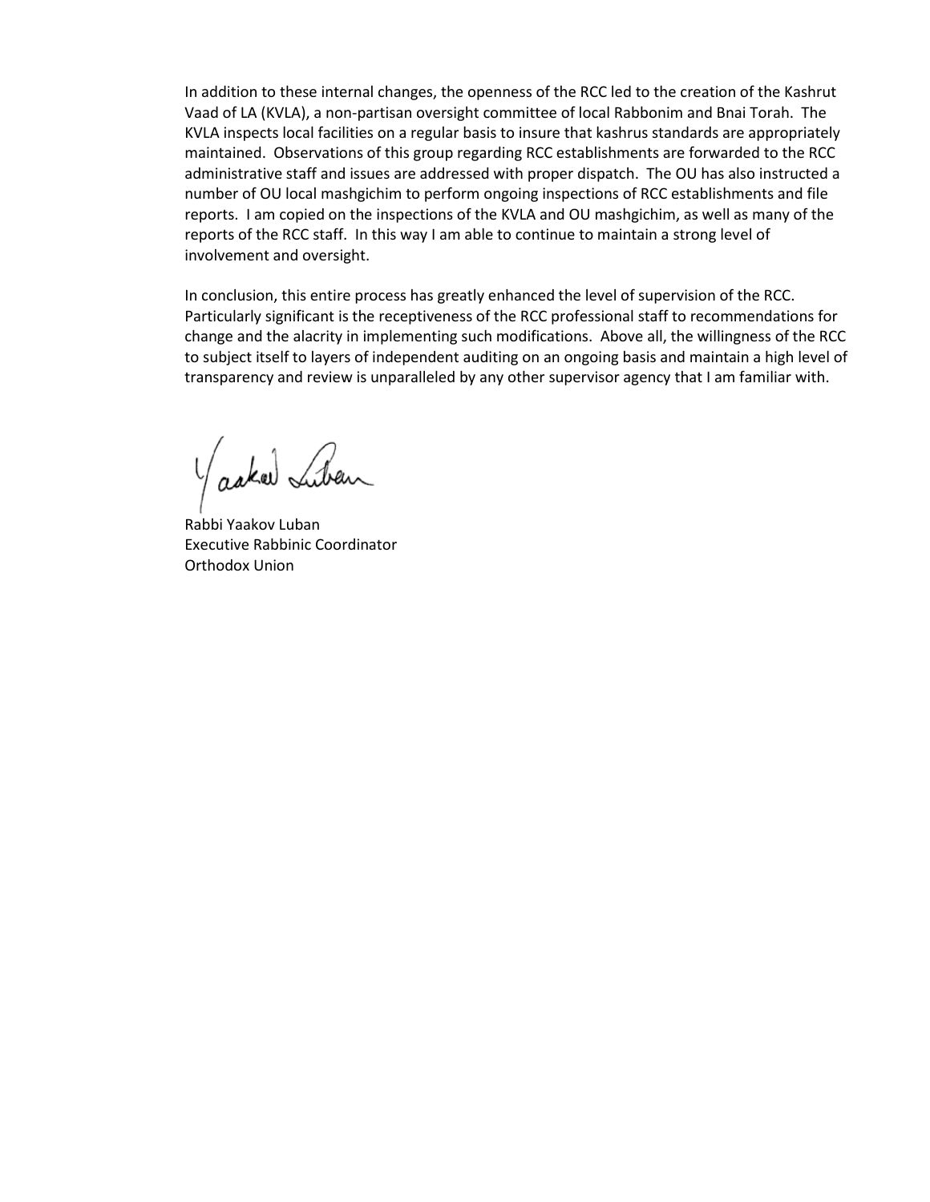In addition to these internal changes, the openness of the RCC led to the creation of the Kashrut Vaad of LA (KVLA), a non-partisan oversight committee of local Rabbonim and Bnai Torah. The KVLA inspects local facilities on a regular basis to insure that kashrus standards are appropriately maintained. Observations of this group regarding RCC establishments are forwarded to the RCC administrative staff and issues are addressed with proper dispatch. The OU has also instructed a number of OU local mashgichim to perform ongoing inspections of RCC establishments and file reports. I am copied on the inspections of the KVLA and OU mashgichim, as well as many of the reports of the RCC staff. In this way I am able to continue to maintain a strong level of involvement and oversight.

In conclusion, this entire process has greatly enhanced the level of supervision of the RCC. Particularly significant is the receptiveness of the RCC professional staff to recommendations for change and the alacrity in implementing such modifications. Above all, the willingness of the RCC to subject itself to layers of independent auditing on an ongoing basis and maintain a high level of transparency and review is unparalleled by any other supervisor agency that I am familiar with.

Rabbi Yaakov Luban
Executive Rabbinic Coordinator
Orthodox Union